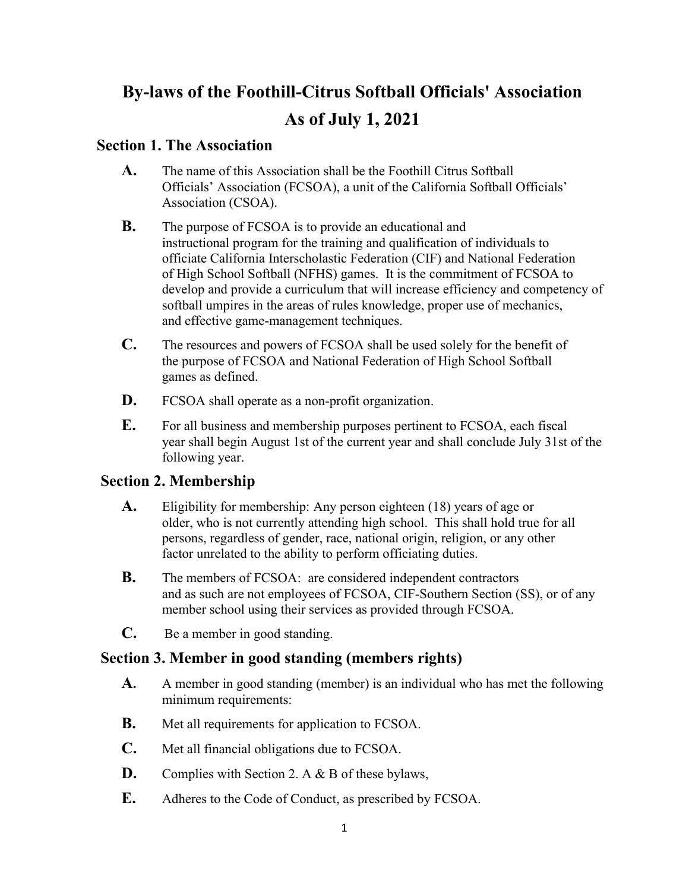# By-laws of the Foothill-Citrus Softball Officials' Association

# As of July 1, 2021

## Section 1. The Association

**A.** The name of this Association shall be the Foothill Citrus Softball Officials' Association (FCSOA), a unit of the California Softball Officials' Association (CSOA).

**B.** The purpose of FCSOA is to provide an educational and instructional program for the training and qualification of individuals to officiate California Interscholastic Federation (CIF) and National Federation of High School Softball (NFHS) games. It is the commitment of FCSOA to develop and provide a curriculum that will increase efficiency and competency of softball umpires in the areas of rules knowledge, proper use of mechanics, and effective game-management techniques.

**C.** The resources and powers of FCSOA shall be used solely for the benefit of the purpose of FCSOA and National Federation of High School Softball games as defined.

**D.** FCSOA shall operate as a non-profit organization.

**E.** For all business and membership purposes pertinent to FCSOA, each fiscal year shall begin August 1st of the current year and shall conclude July 31st of the following year.

## Section 2. Membership

**A.** Eligibility for membership: Any person eighteen (18) years of age or older, who is not currently attending high school. This shall hold true for all persons, regardless of gender, race, national origin, religion, or any other factor unrelated to the ability to perform officiating duties.

**B.** The members of FCSOA: are considered independent contractors and as such are not employees of FCSOA, CIF-Southern Section (SS), or of any member school using their services as provided through FCSOA.

**C.** Be a member in good standing.

## Section 3. Member in good standing (members rights)

**A.** A member in good standing (member) is an individual who has met the following minimum requirements:

**B.** Met all requirements for application to FCSOA.

**C.** Met all financial obligations due to FCSOA.

**D.** Complies with Section 2. A & B of these bylaws,

**E.** Adheres to the Code of Conduct, as prescribed by FCSOA.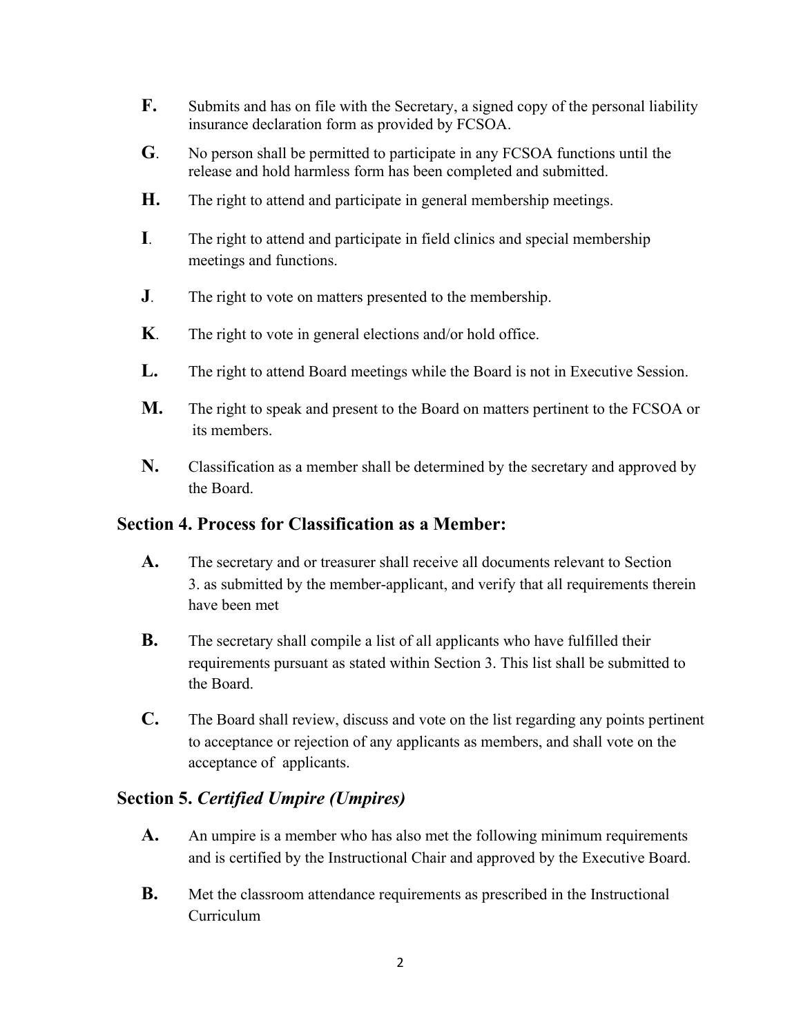**F.** Submits and has on file with the Secretary, a signed copy of the personal liability insurance declaration form as provided by FCSOA.

**G**. No person shall be permitted to participate in any FCSOA functions until the release and hold harmless form has been completed and submitted.

**H.** The right to attend and participate in general membership meetings.

**I**. The right to attend and participate in field clinics and special membership meetings and functions.

**J**. The right to vote on matters presented to the membership.

**K**. The right to vote in general elections and/or hold office.

**L.** The right to attend Board meetings while the Board is not in Executive Session.

**M.** The right to speak and present to the Board on matters pertinent to the FCSOA or its members.

**N.** Classification as a member shall be determined by the secretary and approved by the Board.

## Section 4. Process for Classification as a Member:

**A.** The secretary and or treasurer shall receive all documents relevant to Section 3. as submitted by the member-applicant, and verify that all requirements therein have been met

**B.** The secretary shall compile a list of all applicants who have fulfilled their requirements pursuant as stated within Section 3. This list shall be submitted to the Board.

**C.** The Board shall review, discuss and vote on the list regarding any points pertinent to acceptance or rejection of any applicants as members, and shall vote on the acceptance of applicants.

## Section 5. *Certified Umpire (Umpires)*

**A.** An umpire is a member who has also met the following minimum requirements and is certified by the Instructional Chair and approved by the Executive Board.

**B.** Met the classroom attendance requirements as prescribed in the Instructional Curriculum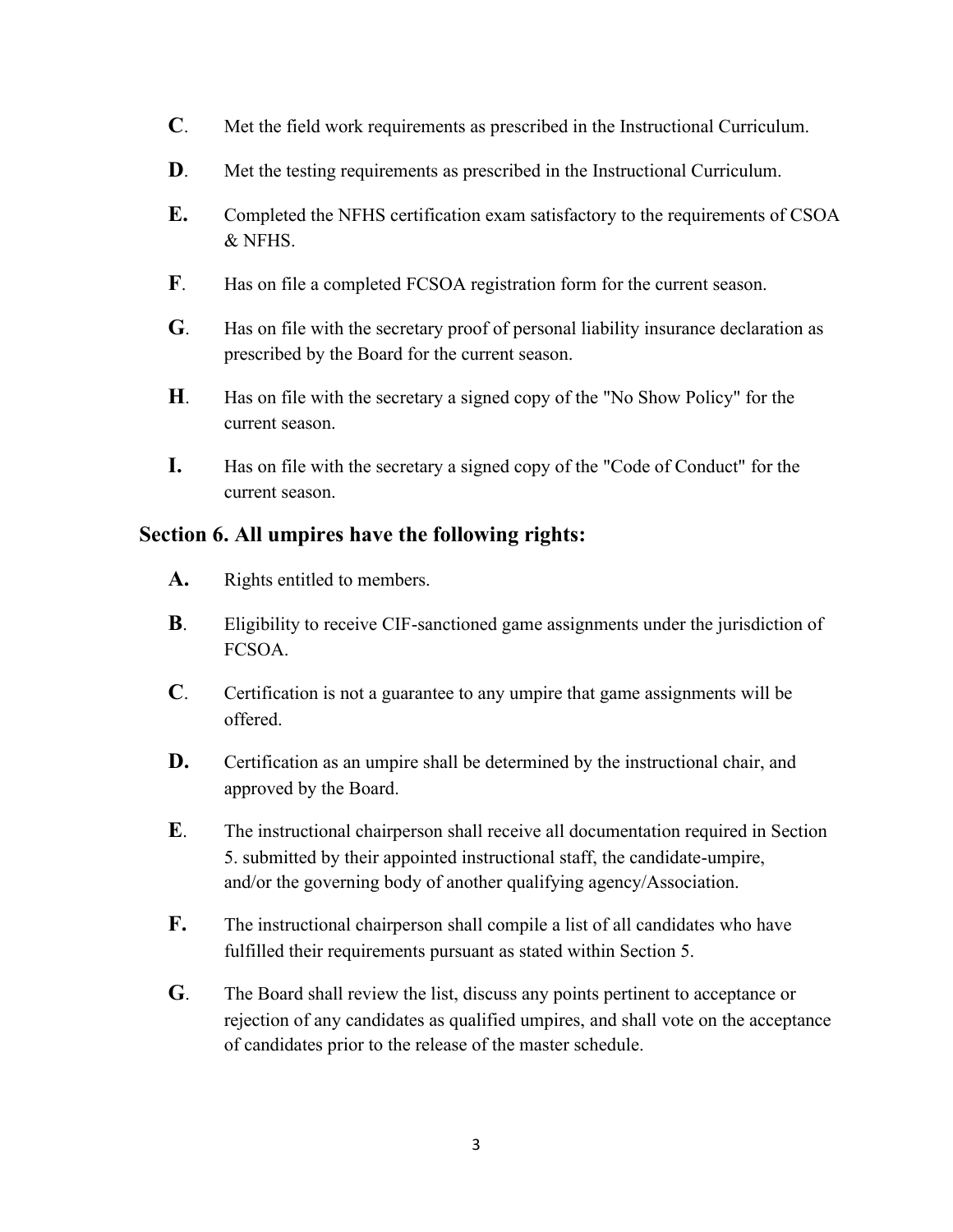**C**. Met the field work requirements as prescribed in the Instructional Curriculum.

**D**. Met the testing requirements as prescribed in the Instructional Curriculum.

**E.** Completed the NFHS certification exam satisfactory to the requirements of CSOA & NFHS.

**F**. Has on file a completed FCSOA registration form for the current season.

**G**. Has on file with the secretary proof of personal liability insurance declaration as prescribed by the Board for the current season.

**H**. Has on file with the secretary a signed copy of the "No Show Policy" for the current season.

**I.** Has on file with the secretary a signed copy of the "Code of Conduct" for the current season.

## Section 6. All umpires have the following rights:

**A.** Rights entitled to members.

**B**. Eligibility to receive CIF-sanctioned game assignments under the jurisdiction of FCSOA.

**C**. Certification is not a guarantee to any umpire that game assignments will be offered.

**D.** Certification as an umpire shall be determined by the instructional chair, and approved by the Board.

**E**. The instructional chairperson shall receive all documentation required in Section 5. submitted by their appointed instructional staff, the candidate-umpire, and/or the governing body of another qualifying agency/Association.

**F.** The instructional chairperson shall compile a list of all candidates who have fulfilled their requirements pursuant as stated within Section 5.

**G**. The Board shall review the list, discuss any points pertinent to acceptance or rejection of any candidates as qualified umpires, and shall vote on the acceptance of candidates prior to the release of the master schedule.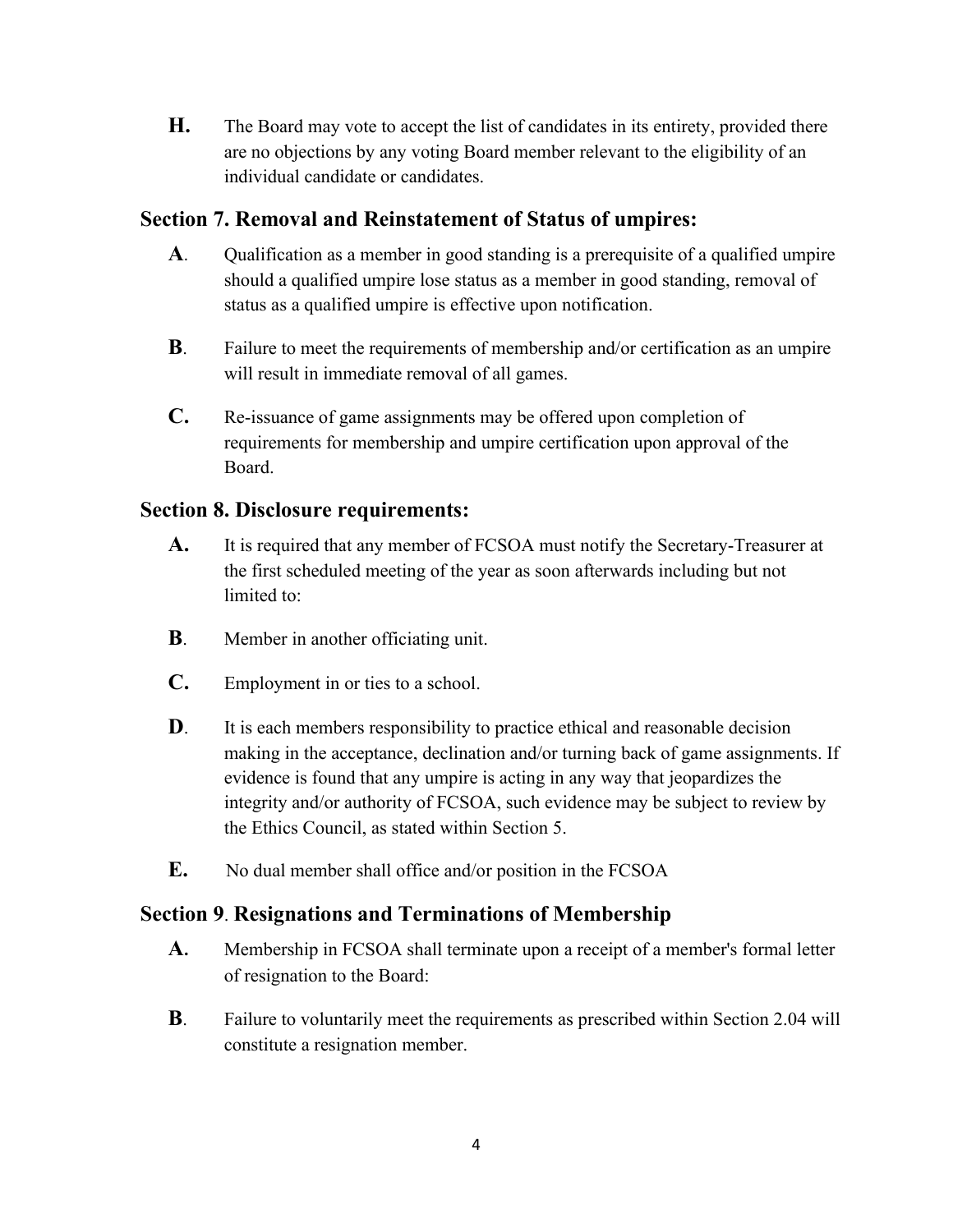**H.** The Board may vote to accept the list of candidates in its entirety, provided there are no objections by any voting Board member relevant to the eligibility of an individual candidate or candidates.

## Section 7. Removal and Reinstatement of Status of umpires:

**A**. Qualification as a member in good standing is a prerequisite of a qualified umpire should a qualified umpire lose status as a member in good standing, removal of status as a qualified umpire is effective upon notification.

**B**. Failure to meet the requirements of membership and/or certification as an umpire will result in immediate removal of all games.

**C.** Re-issuance of game assignments may be offered upon completion of requirements for membership and umpire certification upon approval of the Board.

## Section 8. Disclosure requirements:

**A.** It is required that any member of FCSOA must notify the Secretary-Treasurer at the first scheduled meeting of the year as soon afterwards including but not limited to:

**B**. Member in another officiating unit.

**C.** Employment in or ties to a school.

**D**. It is each members responsibility to practice ethical and reasonable decision making in the acceptance, declination and/or turning back of game assignments. If evidence is found that any umpire is acting in any way that jeopardizes the integrity and/or authority of FCSOA, such evidence may be subject to review by the Ethics Council, as stated within Section 5.

**E.** No dual member shall office and/or position in the FCSOA

## Section 9. Resignations and Terminations of Membership

**A.** Membership in FCSOA shall terminate upon a receipt of a member's formal letter of resignation to the Board:

**B**. Failure to voluntarily meet the requirements as prescribed within Section 2.04 will constitute a resignation member.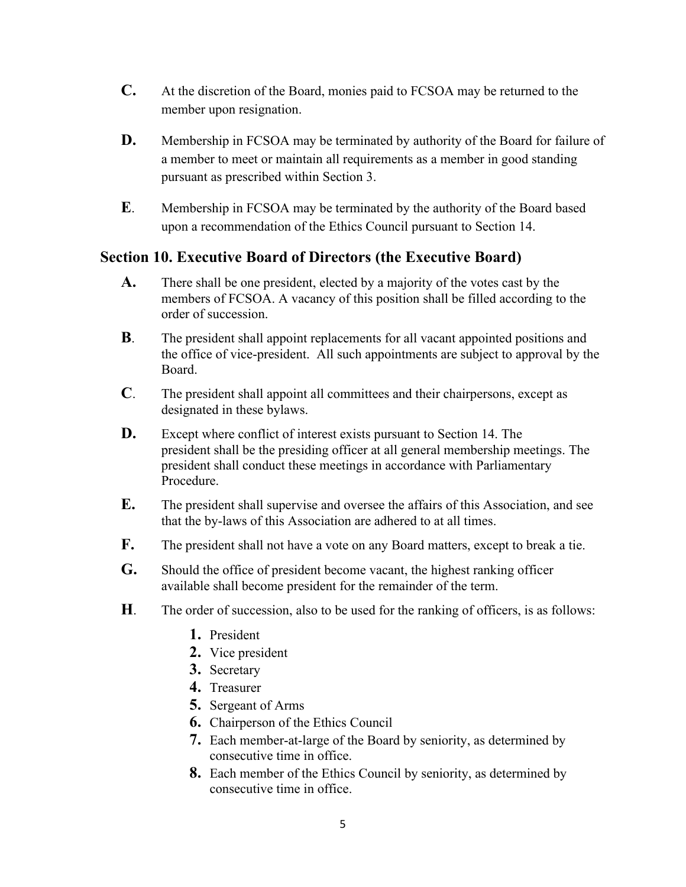**C.** At the discretion of the Board, monies paid to FCSOA may be returned to the member upon resignation.

**D.** Membership in FCSOA may be terminated by authority of the Board for failure of a member to meet or maintain all requirements as a member in good standing pursuant as prescribed within Section 3.

**E**. Membership in FCSOA may be terminated by the authority of the Board based upon a recommendation of the Ethics Council pursuant to Section 14.

## Section 10. Executive Board of Directors (the Executive Board)

**A.** There shall be one president, elected by a majority of the votes cast by the members of FCSOA. A vacancy of this position shall be filled according to the order of succession.

**B**. The president shall appoint replacements for all vacant appointed positions and the office of vice-president. All such appointments are subject to approval by the Board.

**C**. The president shall appoint all committees and their chairpersons, except as designated in these bylaws.

**D.** Except where conflict of interest exists pursuant to Section 14. The president shall be the presiding officer at all general membership meetings. The president shall conduct these meetings in accordance with Parliamentary Procedure.

**E.** The president shall supervise and oversee the affairs of this Association, and see that the by-laws of this Association are adhered to at all times.

**F.** The president shall not have a vote on any Board matters, except to break a tie.

**G.** Should the office of president become vacant, the highest ranking officer available shall become president for the remainder of the term.

**H**. The order of succession, also to be used for the ranking of officers, is as follows:

1. President
2. Vice president
3. Secretary
4. Treasurer
5. Sergeant of Arms
6. Chairperson of the Ethics Council
7. Each member-at-large of the Board by seniority, as determined by consecutive time in office.
8. Each member of the Ethics Council by seniority, as determined by consecutive time in office.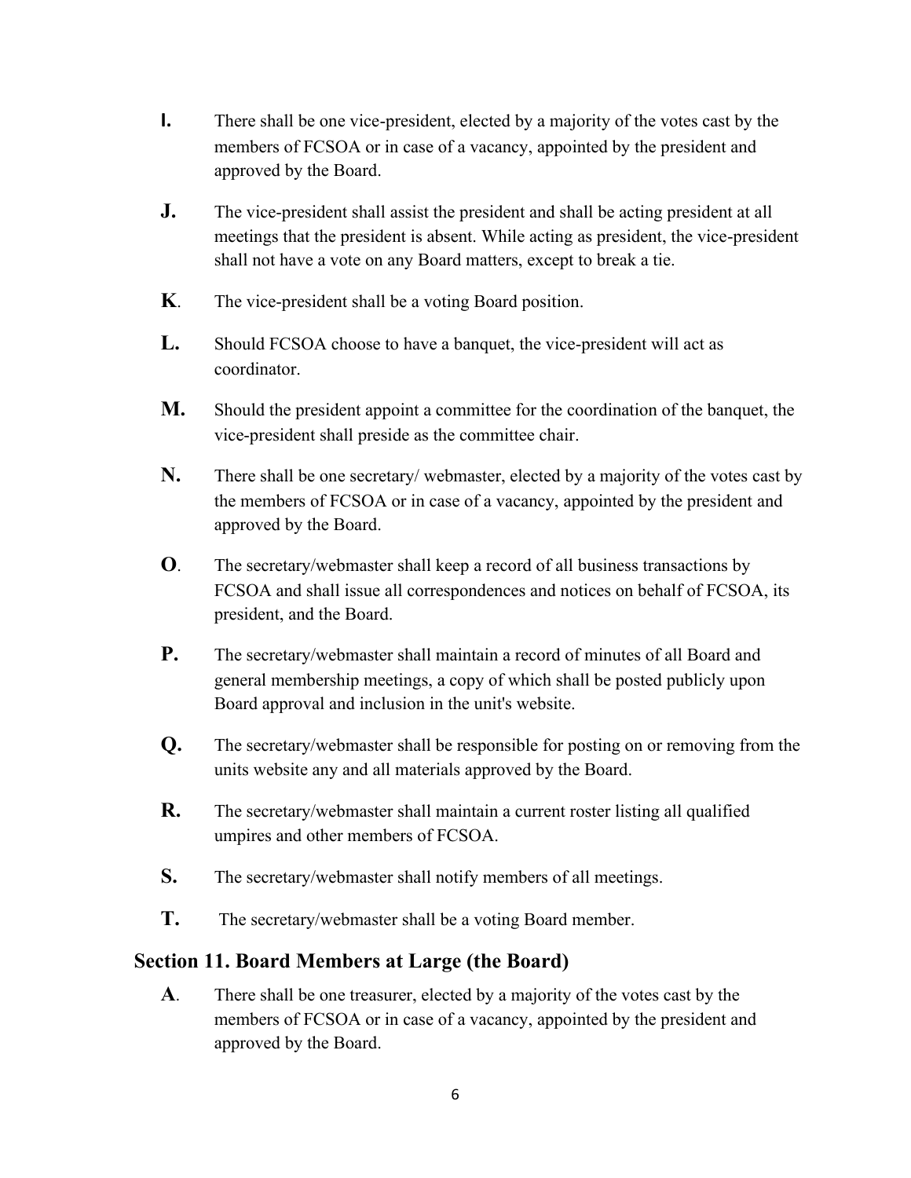**I.** There shall be one vice-president, elected by a majority of the votes cast by the members of FCSOA or in case of a vacancy, appointed by the president and approved by the Board.

**J.** The vice-president shall assist the president and shall be acting president at all meetings that the president is absent. While acting as president, the vice-president shall not have a vote on any Board matters, except to break a tie.

**K**. The vice-president shall be a voting Board position.

**L.** Should FCSOA choose to have a banquet, the vice-president will act as coordinator.

**M.** Should the president appoint a committee for the coordination of the banquet, the vice-president shall preside as the committee chair.

**N.** There shall be one secretary/ webmaster, elected by a majority of the votes cast by the members of FCSOA or in case of a vacancy, appointed by the president and approved by the Board.

**O**. The secretary/webmaster shall keep a record of all business transactions by FCSOA and shall issue all correspondences and notices on behalf of FCSOA, its president, and the Board.

**P.** The secretary/webmaster shall maintain a record of minutes of all Board and general membership meetings, a copy of which shall be posted publicly upon Board approval and inclusion in the unit's website.

**Q.** The secretary/webmaster shall be responsible for posting on or removing from the units website any and all materials approved by the Board.

**R.** The secretary/webmaster shall maintain a current roster listing all qualified umpires and other members of FCSOA.

**S.** The secretary/webmaster shall notify members of all meetings.

**T.** The secretary/webmaster shall be a voting Board member.

## Section 11. Board Members at Large (the Board)

**A**. There shall be one treasurer, elected by a majority of the votes cast by the members of FCSOA or in case of a vacancy, appointed by the president and approved by the Board.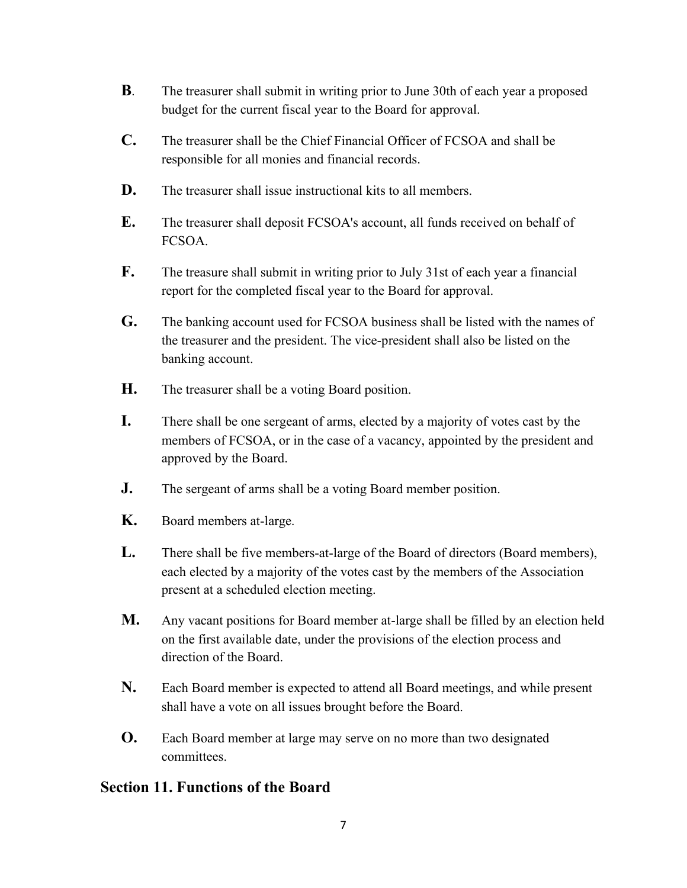**B**. The treasurer shall submit in writing prior to June 30th of each year a proposed budget for the current fiscal year to the Board for approval.

**C.** The treasurer shall be the Chief Financial Officer of FCSOA and shall be responsible for all monies and financial records.

**D.** The treasurer shall issue instructional kits to all members.

**E.** The treasurer shall deposit FCSOA's account, all funds received on behalf of FCSOA.

**F.** The treasure shall submit in writing prior to July 31st of each year a financial report for the completed fiscal year to the Board for approval.

**G.** The banking account used for FCSOA business shall be listed with the names of the treasurer and the president. The vice-president shall also be listed on the banking account.

**H.** The treasurer shall be a voting Board position.

**I.** There shall be one sergeant of arms, elected by a majority of votes cast by the members of FCSOA, or in the case of a vacancy, appointed by the president and approved by the Board.

**J.** The sergeant of arms shall be a voting Board member position.

**K.** Board members at-large.

**L.** There shall be five members-at-large of the Board of directors (Board members), each elected by a majority of the votes cast by the members of the Association present at a scheduled election meeting.

**M.** Any vacant positions for Board member at-large shall be filled by an election held on the first available date, under the provisions of the election process and direction of the Board.

**N.** Each Board member is expected to attend all Board meetings, and while present shall have a vote on all issues brought before the Board.

**O.** Each Board member at large may serve on no more than two designated committees.

## Section 11. Functions of the Board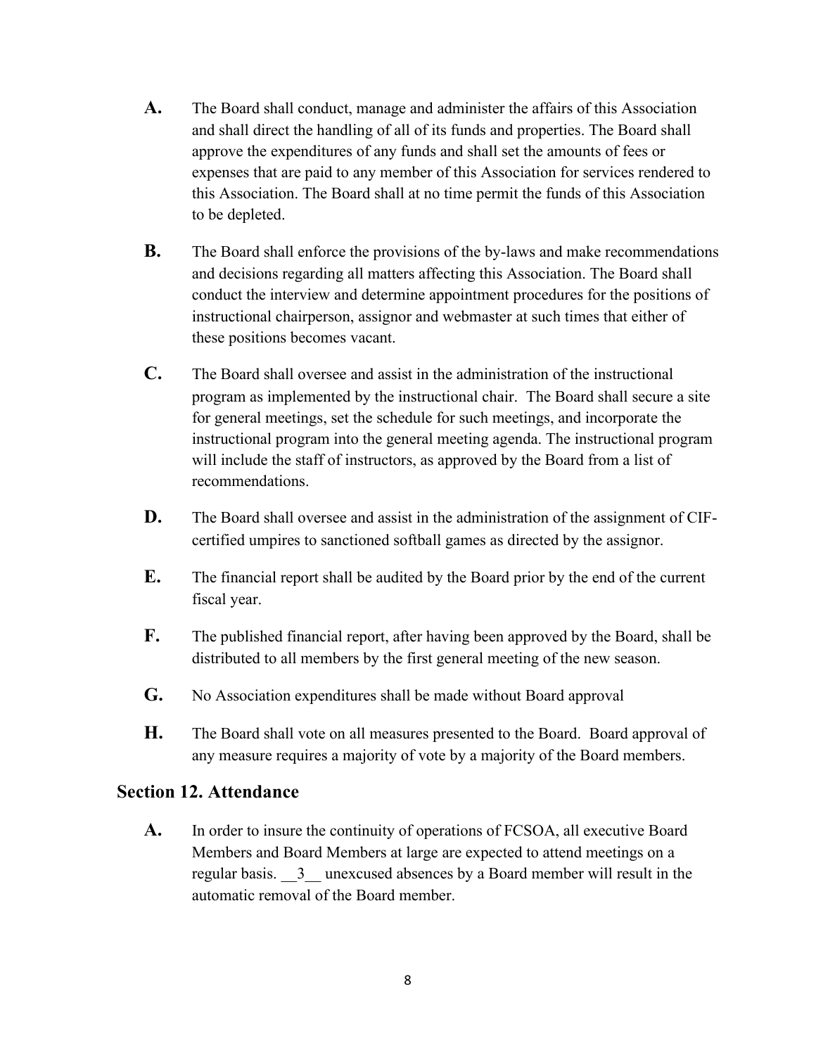**A.** The Board shall conduct, manage and administer the affairs of this Association and shall direct the handling of all of its funds and properties. The Board shall approve the expenditures of any funds and shall set the amounts of fees or expenses that are paid to any member of this Association for services rendered to this Association. The Board shall at no time permit the funds of this Association to be depleted.

**B.** The Board shall enforce the provisions of the by-laws and make recommendations and decisions regarding all matters affecting this Association. The Board shall conduct the interview and determine appointment procedures for the positions of instructional chairperson, assignor and webmaster at such times that either of these positions becomes vacant.

**C.** The Board shall oversee and assist in the administration of the instructional program as implemented by the instructional chair. The Board shall secure a site for general meetings, set the schedule for such meetings, and incorporate the instructional program into the general meeting agenda. The instructional program will include the staff of instructors, as approved by the Board from a list of recommendations.

**D.** The Board shall oversee and assist in the administration of the assignment of CIF-certified umpires to sanctioned softball games as directed by the assignor.

**E.** The financial report shall be audited by the Board prior by the end of the current fiscal year.

**F.** The published financial report, after having been approved by the Board, shall be distributed to all members by the first general meeting of the new season.

**G.** No Association expenditures shall be made without Board approval

**H.** The Board shall vote on all measures presented to the Board. Board approval of any measure requires a majority of vote by a majority of the Board members.

## Section 12. Attendance

**A.** In order to insure the continuity of operations of FCSOA, all executive Board Members and Board Members at large are expected to attend meetings on a regular basis. __3__ unexcused absences by a Board member will result in the automatic removal of the Board member.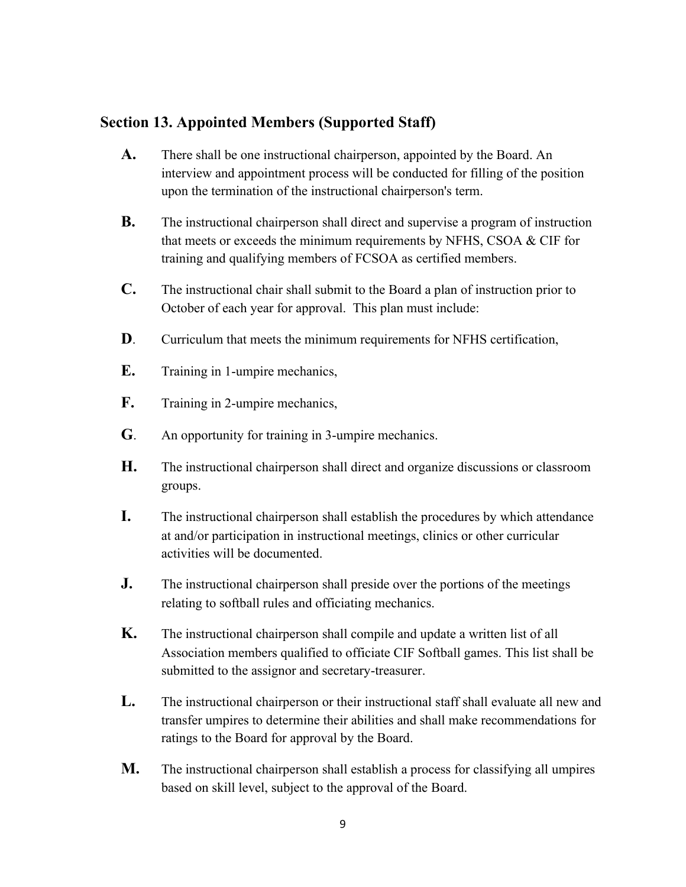## Section 13. Appointed Members (Supported Staff)

**A.** There shall be one instructional chairperson, appointed by the Board. An interview and appointment process will be conducted for filling of the position upon the termination of the instructional chairperson's term.

**B.** The instructional chairperson shall direct and supervise a program of instruction that meets or exceeds the minimum requirements by NFHS, CSOA & CIF for training and qualifying members of FCSOA as certified members.

**C.** The instructional chair shall submit to the Board a plan of instruction prior to October of each year for approval. This plan must include:

**D**. Curriculum that meets the minimum requirements for NFHS certification,

**E.** Training in 1-umpire mechanics,

**F.** Training in 2-umpire mechanics,

**G**. An opportunity for training in 3-umpire mechanics.

**H.** The instructional chairperson shall direct and organize discussions or classroom groups.

**I.** The instructional chairperson shall establish the procedures by which attendance at and/or participation in instructional meetings, clinics or other curricular activities will be documented.

**J.** The instructional chairperson shall preside over the portions of the meetings relating to softball rules and officiating mechanics.

**K.** The instructional chairperson shall compile and update a written list of all Association members qualified to officiate CIF Softball games. This list shall be submitted to the assignor and secretary-treasurer.

**L.** The instructional chairperson or their instructional staff shall evaluate all new and transfer umpires to determine their abilities and shall make recommendations for ratings to the Board for approval by the Board.

**M.** The instructional chairperson shall establish a process for classifying all umpires based on skill level, subject to the approval of the Board.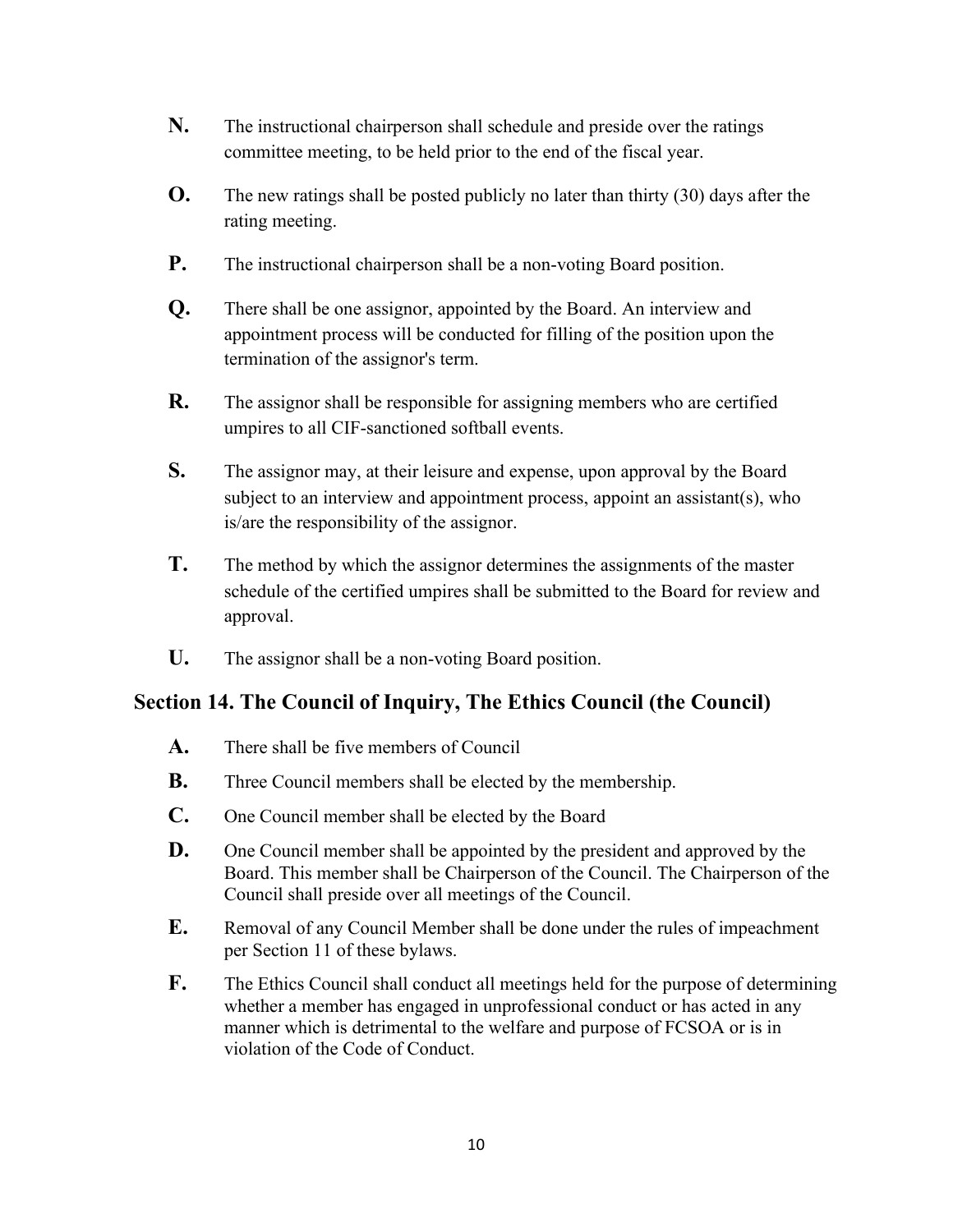**N.** The instructional chairperson shall schedule and preside over the ratings committee meeting, to be held prior to the end of the fiscal year.

**O.** The new ratings shall be posted publicly no later than thirty (30) days after the rating meeting.

**P.** The instructional chairperson shall be a non-voting Board position.

**Q.** There shall be one assignor, appointed by the Board. An interview and appointment process will be conducted for filling of the position upon the termination of the assignor's term.

**R.** The assignor shall be responsible for assigning members who are certified umpires to all CIF-sanctioned softball events.

**S.** The assignor may, at their leisure and expense, upon approval by the Board subject to an interview and appointment process, appoint an assistant(s), who is/are the responsibility of the assignor.

**T.** The method by which the assignor determines the assignments of the master schedule of the certified umpires shall be submitted to the Board for review and approval.

**U.** The assignor shall be a non-voting Board position.

## Section 14. The Council of Inquiry, The Ethics Council (the Council)

**A.** There shall be five members of Council

**B.** Three Council members shall be elected by the membership.

**C.** One Council member shall be elected by the Board

**D.** One Council member shall be appointed by the president and approved by the Board. This member shall be Chairperson of the Council. The Chairperson of the Council shall preside over all meetings of the Council.

**E.** Removal of any Council Member shall be done under the rules of impeachment per Section 11 of these bylaws.

**F.** The Ethics Council shall conduct all meetings held for the purpose of determining whether a member has engaged in unprofessional conduct or has acted in any manner which is detrimental to the welfare and purpose of FCSOA or is in violation of the Code of Conduct.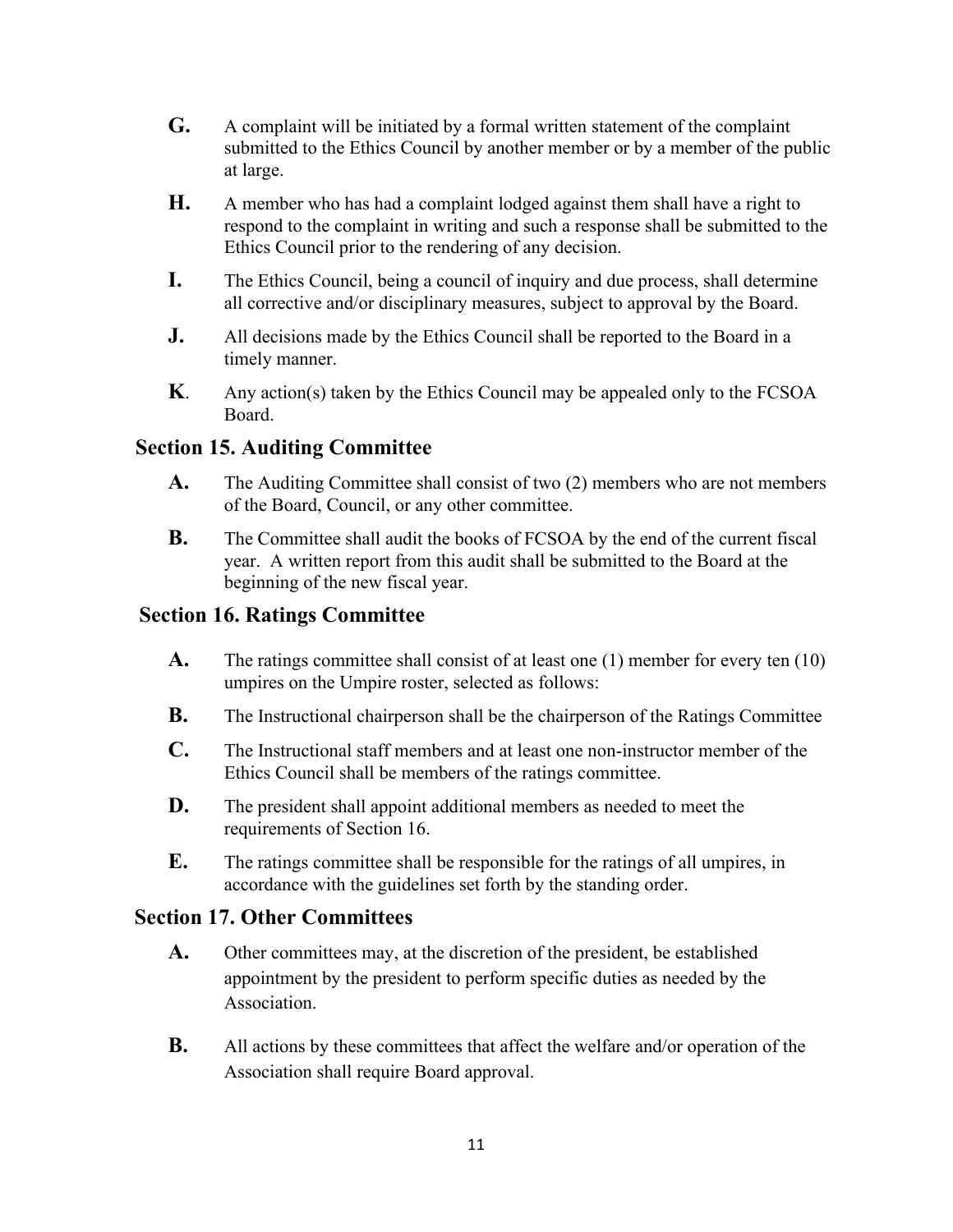**G.** A complaint will be initiated by a formal written statement of the complaint submitted to the Ethics Council by another member or by a member of the public at large.

**H.** A member who has had a complaint lodged against them shall have a right to respond to the complaint in writing and such a response shall be submitted to the Ethics Council prior to the rendering of any decision.

**I.** The Ethics Council, being a council of inquiry and due process, shall determine all corrective and/or disciplinary measures, subject to approval by the Board.

**J.** All decisions made by the Ethics Council shall be reported to the Board in a timely manner.

**K**. Any action(s) taken by the Ethics Council may be appealed only to the FCSOA Board.

## Section 15. Auditing Committee

**A.** The Auditing Committee shall consist of two (2) members who are not members of the Board, Council, or any other committee.

**B.** The Committee shall audit the books of FCSOA by the end of the current fiscal year. A written report from this audit shall be submitted to the Board at the beginning of the new fiscal year.

## Section 16. Ratings Committee

**A.** The ratings committee shall consist of at least one (1) member for every ten (10) umpires on the Umpire roster, selected as follows:

**B.** The Instructional chairperson shall be the chairperson of the Ratings Committee

**C.** The Instructional staff members and at least one non-instructor member of the Ethics Council shall be members of the ratings committee.

**D.** The president shall appoint additional members as needed to meet the requirements of Section 16.

**E.** The ratings committee shall be responsible for the ratings of all umpires, in accordance with the guidelines set forth by the standing order.

## Section 17. Other Committees

**A.** Other committees may, at the discretion of the president, be established appointment by the president to perform specific duties as needed by the Association.

**B.** All actions by these committees that affect the welfare and/or operation of the Association shall require Board approval.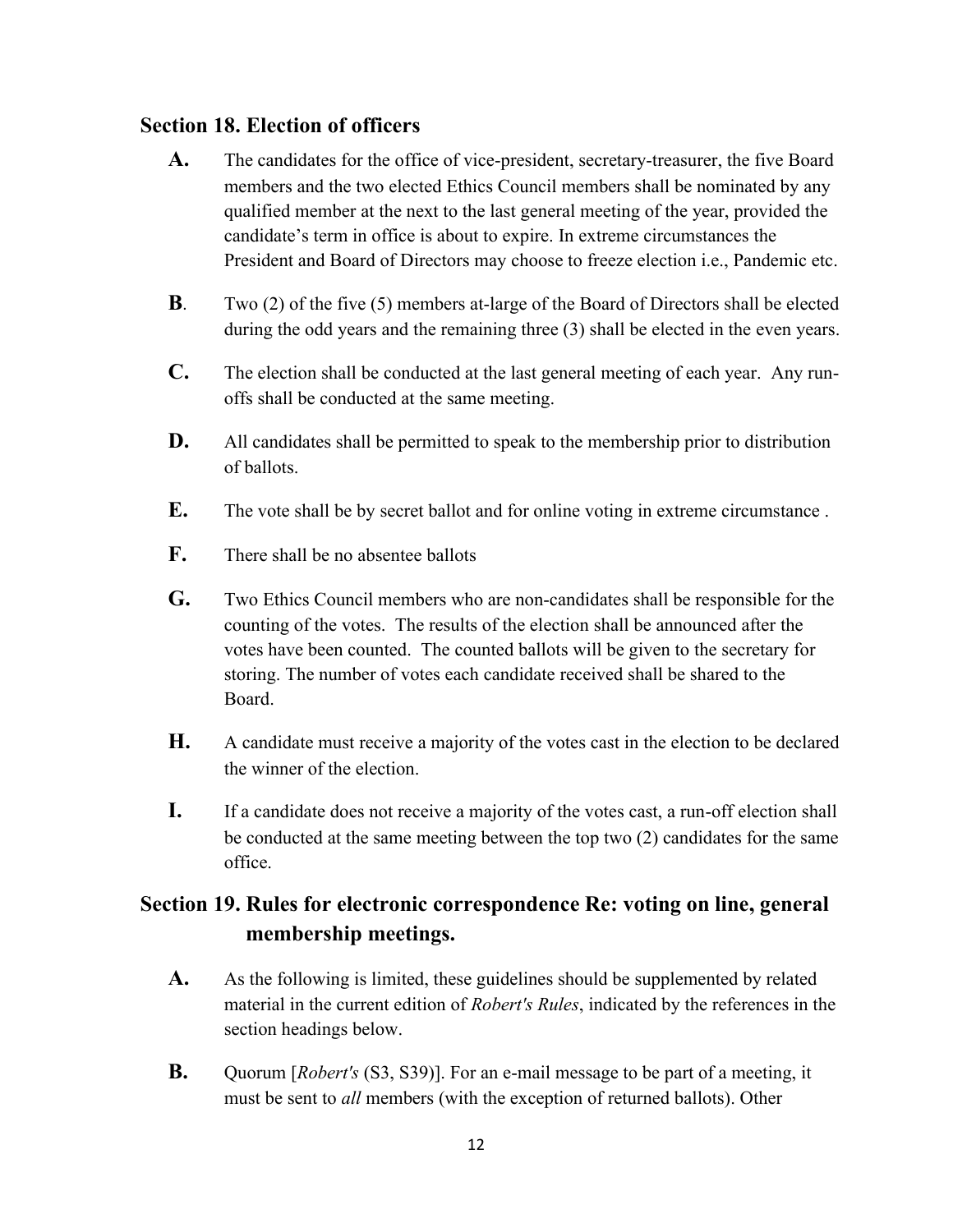## Section 18. Election of officers

**A.** The candidates for the office of vice-president, secretary-treasurer, the five Board members and the two elected Ethics Council members shall be nominated by any qualified member at the next to the last general meeting of the year, provided the candidate's term in office is about to expire. In extreme circumstances the President and Board of Directors may choose to freeze election i.e., Pandemic etc.

**B**. Two (2) of the five (5) members at-large of the Board of Directors shall be elected during the odd years and the remaining three (3) shall be elected in the even years.

**C.** The election shall be conducted at the last general meeting of each year. Any run-offs shall be conducted at the same meeting.

**D.** All candidates shall be permitted to speak to the membership prior to distribution of ballots.

**E.** The vote shall be by secret ballot and for online voting in extreme circumstance .

**F.** There shall be no absentee ballots

**G.** Two Ethics Council members who are non-candidates shall be responsible for the counting of the votes. The results of the election shall be announced after the votes have been counted. The counted ballots will be given to the secretary for storing. The number of votes each candidate received shall be shared to the Board.

**H.** A candidate must receive a majority of the votes cast in the election to be declared the winner of the election.

**I.** If a candidate does not receive a majority of the votes cast, a run-off election shall be conducted at the same meeting between the top two (2) candidates for the same office.

## Section 19. Rules for electronic correspondence Re: voting on line, general membership meetings.

**A.** As the following is limited, these guidelines should be supplemented by related material in the current edition of *Robert's Rules*, indicated by the references in the section headings below.

**B.** Quorum [*Robert's* (S3, S39)]. For an e-mail message to be part of a meeting, it must be sent to *all* members (with the exception of returned ballots). Other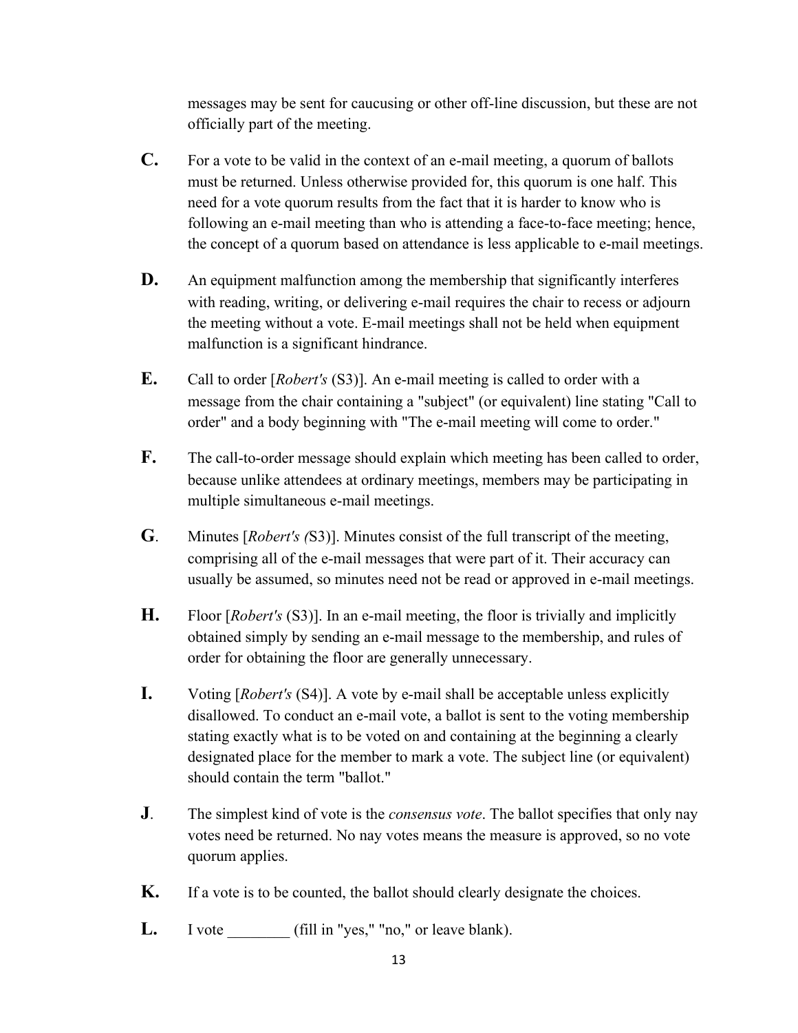messages may be sent for caucusing or other off-line discussion, but these are not officially part of the meeting.

**C.** For a vote to be valid in the context of an e-mail meeting, a quorum of ballots must be returned. Unless otherwise provided for, this quorum is one half. This need for a vote quorum results from the fact that it is harder to know who is following an e-mail meeting than who is attending a face-to-face meeting; hence, the concept of a quorum based on attendance is less applicable to e-mail meetings.

**D.** An equipment malfunction among the membership that significantly interferes with reading, writing, or delivering e-mail requires the chair to recess or adjourn the meeting without a vote. E-mail meetings shall not be held when equipment malfunction is a significant hindrance.

**E.** Call to order [*Robert's* (S3)]. An e-mail meeting is called to order with a message from the chair containing a "subject" (or equivalent) line stating "Call to order" and a body beginning with "The e-mail meeting will come to order."

**F.** The call-to-order message should explain which meeting has been called to order, because unlike attendees at ordinary meetings, members may be participating in multiple simultaneous e-mail meetings.

**G**. Minutes [*Robert's (*S3)]. Minutes consist of the full transcript of the meeting, comprising all of the e-mail messages that were part of it. Their accuracy can usually be assumed, so minutes need not be read or approved in e-mail meetings.

**H.** Floor [*Robert's* (S3)]. In an e-mail meeting, the floor is trivially and implicitly obtained simply by sending an e-mail message to the membership, and rules of order for obtaining the floor are generally unnecessary.

**I.** Voting [*Robert's* (S4)]. A vote by e-mail shall be acceptable unless explicitly disallowed. To conduct an e-mail vote, a ballot is sent to the voting membership stating exactly what is to be voted on and containing at the beginning a clearly designated place for the member to mark a vote. The subject line (or equivalent) should contain the term "ballot."

**J**. The simplest kind of vote is the *consensus vote*. The ballot specifies that only nay votes need be returned. No nay votes means the measure is approved, so no vote quorum applies.

**K.** If a vote is to be counted, the ballot should clearly designate the choices.

**L.** I vote ________ (fill in "yes," "no," or leave blank).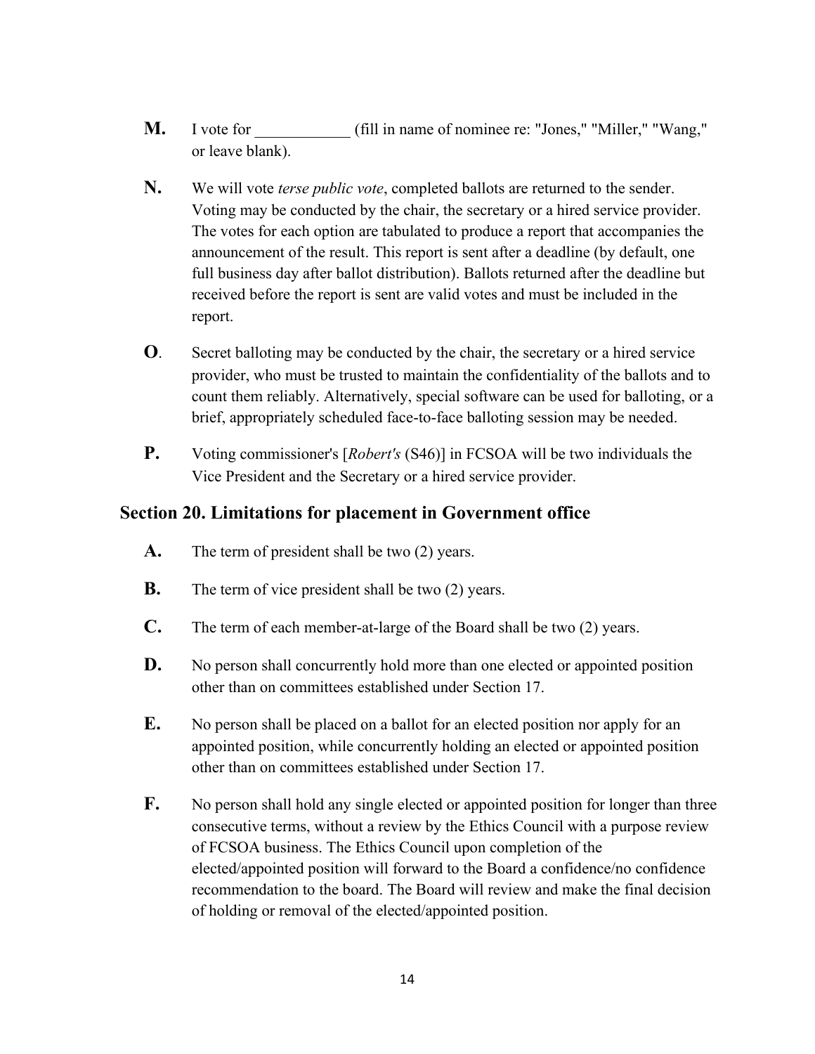**M.** I vote for ____________ (fill in name of nominee re: "Jones," "Miller," "Wang," or leave blank).

**N.** We will vote *terse public vote*, completed ballots are returned to the sender. Voting may be conducted by the chair, the secretary or a hired service provider. The votes for each option are tabulated to produce a report that accompanies the announcement of the result. This report is sent after a deadline (by default, one full business day after ballot distribution). Ballots returned after the deadline but received before the report is sent are valid votes and must be included in the report.

**O**. Secret balloting may be conducted by the chair, the secretary or a hired service provider, who must be trusted to maintain the confidentiality of the ballots and to count them reliably. Alternatively, special software can be used for balloting, or a brief, appropriately scheduled face-to-face balloting session may be needed.

**P.** Voting commissioner's [*Robert's* (S46)] in FCSOA will be two individuals the Vice President and the Secretary or a hired service provider.

## Section 20. Limitations for placement in Government office

**A.** The term of president shall be two (2) years.

**B.** The term of vice president shall be two (2) years.

**C.** The term of each member-at-large of the Board shall be two (2) years.

**D.** No person shall concurrently hold more than one elected or appointed position other than on committees established under Section 17.

**E.** No person shall be placed on a ballot for an elected position nor apply for an appointed position, while concurrently holding an elected or appointed position other than on committees established under Section 17.

**F.** No person shall hold any single elected or appointed position for longer than three consecutive terms, without a review by the Ethics Council with a purpose review of FCSOA business. The Ethics Council upon completion of the elected/appointed position will forward to the Board a confidence/no confidence recommendation to the board. The Board will review and make the final decision of holding or removal of the elected/appointed position.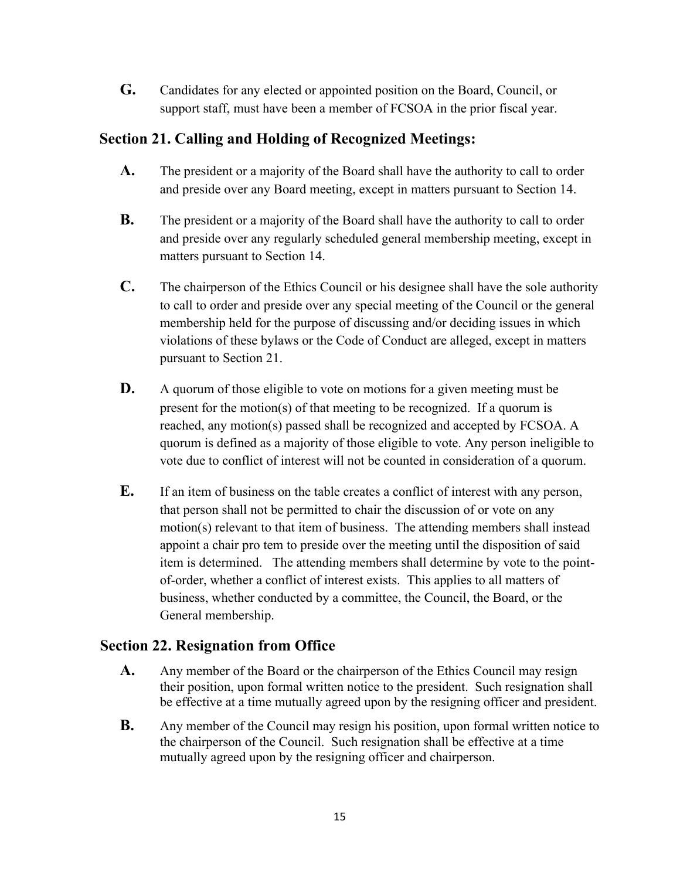**G.** Candidates for any elected or appointed position on the Board, Council, or support staff, must have been a member of FCSOA in the prior fiscal year.

## Section 21. Calling and Holding of Recognized Meetings:

**A.** The president or a majority of the Board shall have the authority to call to order and preside over any Board meeting, except in matters pursuant to Section 14.

**B.** The president or a majority of the Board shall have the authority to call to order and preside over any regularly scheduled general membership meeting, except in matters pursuant to Section 14.

**C.** The chairperson of the Ethics Council or his designee shall have the sole authority to call to order and preside over any special meeting of the Council or the general membership held for the purpose of discussing and/or deciding issues in which violations of these bylaws or the Code of Conduct are alleged, except in matters pursuant to Section 21.

**D.** A quorum of those eligible to vote on motions for a given meeting must be present for the motion(s) of that meeting to be recognized. If a quorum is reached, any motion(s) passed shall be recognized and accepted by FCSOA. A quorum is defined as a majority of those eligible to vote. Any person ineligible to vote due to conflict of interest will not be counted in consideration of a quorum.

**E.** If an item of business on the table creates a conflict of interest with any person, that person shall not be permitted to chair the discussion of or vote on any motion(s) relevant to that item of business. The attending members shall instead appoint a chair pro tem to preside over the meeting until the disposition of said item is determined. The attending members shall determine by vote to the point-of-order, whether a conflict of interest exists. This applies to all matters of business, whether conducted by a committee, the Council, the Board, or the General membership.

## Section 22. Resignation from Office

**A.** Any member of the Board or the chairperson of the Ethics Council may resign their position, upon formal written notice to the president. Such resignation shall be effective at a time mutually agreed upon by the resigning officer and president.

**B.** Any member of the Council may resign his position, upon formal written notice to the chairperson of the Council. Such resignation shall be effective at a time mutually agreed upon by the resigning officer and chairperson.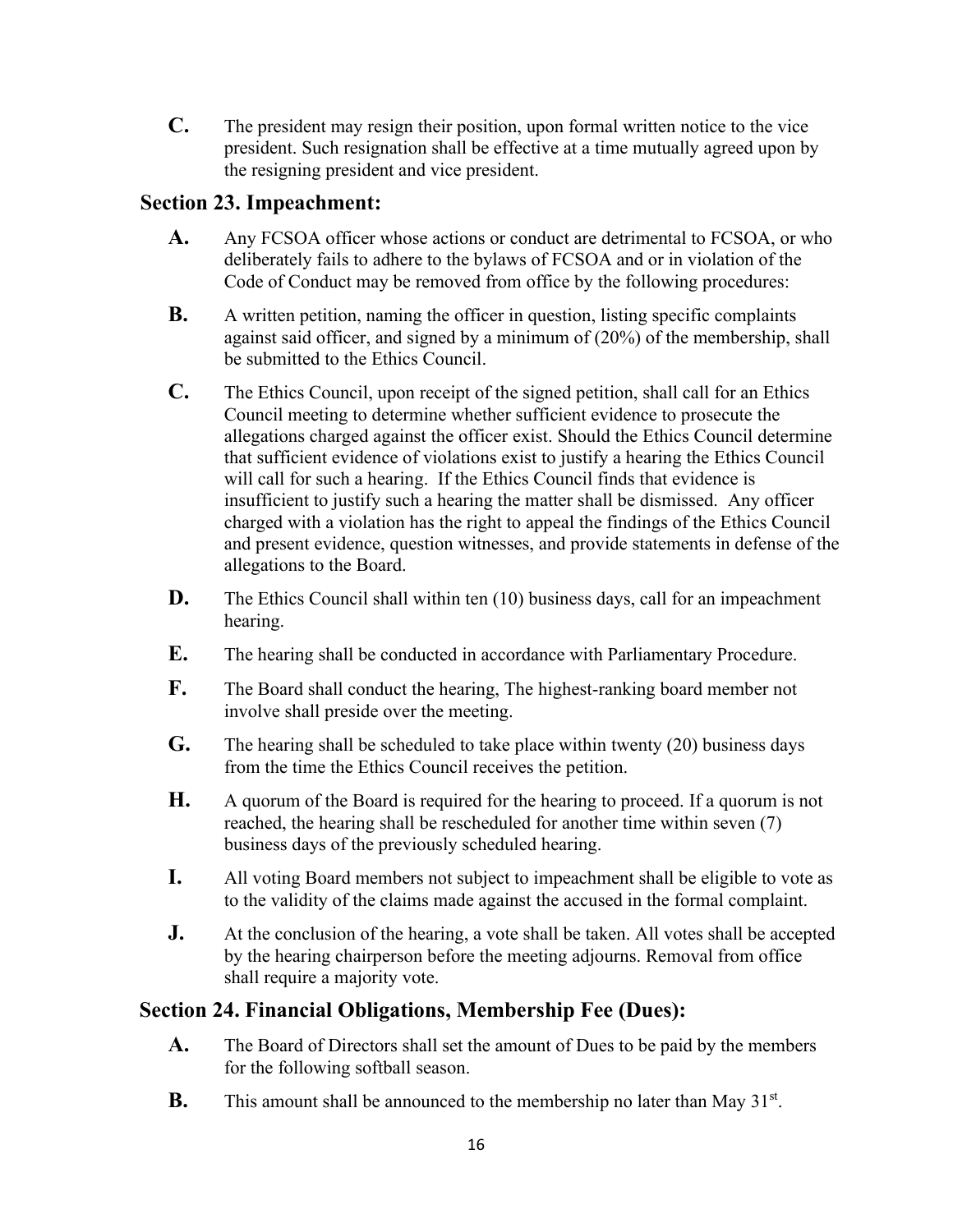**C.** The president may resign their position, upon formal written notice to the vice president. Such resignation shall be effective at a time mutually agreed upon by the resigning president and vice president.

## Section 23. Impeachment:

**A.** Any FCSOA officer whose actions or conduct are detrimental to FCSOA, or who deliberately fails to adhere to the bylaws of FCSOA and or in violation of the Code of Conduct may be removed from office by the following procedures:

**B.** A written petition, naming the officer in question, listing specific complaints against said officer, and signed by a minimum of (20%) of the membership, shall be submitted to the Ethics Council.

**C.** The Ethics Council, upon receipt of the signed petition, shall call for an Ethics Council meeting to determine whether sufficient evidence to prosecute the allegations charged against the officer exist. Should the Ethics Council determine that sufficient evidence of violations exist to justify a hearing the Ethics Council will call for such a hearing. If the Ethics Council finds that evidence is insufficient to justify such a hearing the matter shall be dismissed. Any officer charged with a violation has the right to appeal the findings of the Ethics Council and present evidence, question witnesses, and provide statements in defense of the allegations to the Board.

**D.** The Ethics Council shall within ten (10) business days, call for an impeachment hearing.

**E.** The hearing shall be conducted in accordance with Parliamentary Procedure.

**F.** The Board shall conduct the hearing, The highest-ranking board member not involve shall preside over the meeting.

**G.** The hearing shall be scheduled to take place within twenty (20) business days from the time the Ethics Council receives the petition.

**H.** A quorum of the Board is required for the hearing to proceed. If a quorum is not reached, the hearing shall be rescheduled for another time within seven (7) business days of the previously scheduled hearing.

**I.** All voting Board members not subject to impeachment shall be eligible to vote as to the validity of the claims made against the accused in the formal complaint.

**J.** At the conclusion of the hearing, a vote shall be taken. All votes shall be accepted by the hearing chairperson before the meeting adjourns. Removal from office shall require a majority vote.

## Section 24. Financial Obligations, Membership Fee (Dues):

**A.** The Board of Directors shall set the amount of Dues to be paid by the members for the following softball season.

**B.** This amount shall be announced to the membership no later than May 31st.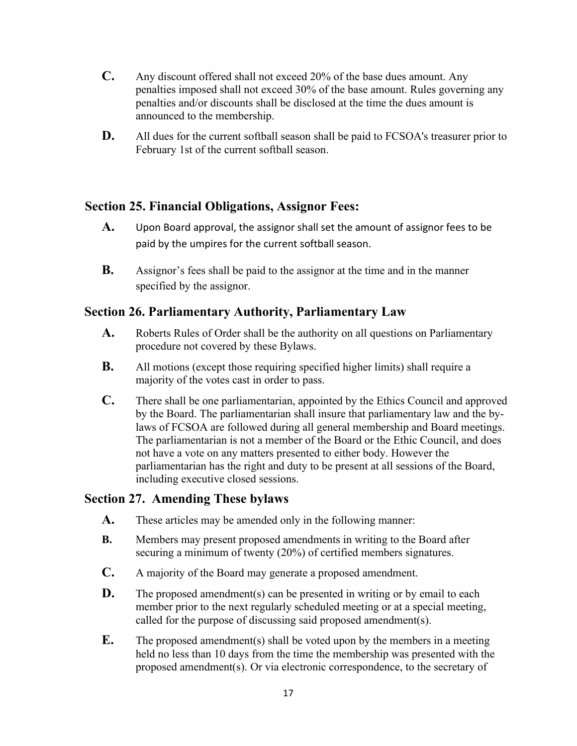**C.** Any discount offered shall not exceed 20% of the base dues amount. Any penalties imposed shall not exceed 30% of the base amount. Rules governing any penalties and/or discounts shall be disclosed at the time the dues amount is announced to the membership.

**D.** All dues for the current softball season shall be paid to FCSOA's treasurer prior to February 1st of the current softball season.

## Section 25. Financial Obligations, Assignor Fees:

**A.** Upon Board approval, the assignor shall set the amount of assignor fees to be paid by the umpires for the current softball season.

**B.** Assignor's fees shall be paid to the assignor at the time and in the manner specified by the assignor.

## Section 26. Parliamentary Authority, Parliamentary Law

**A.** Roberts Rules of Order shall be the authority on all questions on Parliamentary procedure not covered by these Bylaws.

**B.** All motions (except those requiring specified higher limits) shall require a majority of the votes cast in order to pass.

**C.** There shall be one parliamentarian, appointed by the Ethics Council and approved by the Board. The parliamentarian shall insure that parliamentary law and the by-laws of FCSOA are followed during all general membership and Board meetings. The parliamentarian is not a member of the Board or the Ethic Council, and does not have a vote on any matters presented to either body. However the parliamentarian has the right and duty to be present at all sessions of the Board, including executive closed sessions.

## Section 27. Amending These bylaws

**A.** These articles may be amended only in the following manner:

**B.** Members may present proposed amendments in writing to the Board after securing a minimum of twenty (20%) of certified members signatures.

**C.** A majority of the Board may generate a proposed amendment.

**D.** The proposed amendment(s) can be presented in writing or by email to each member prior to the next regularly scheduled meeting or at a special meeting, called for the purpose of discussing said proposed amendment(s).

**E.** The proposed amendment(s) shall be voted upon by the members in a meeting held no less than 10 days from the time the membership was presented with the proposed amendment(s). Or via electronic correspondence, to the secretary of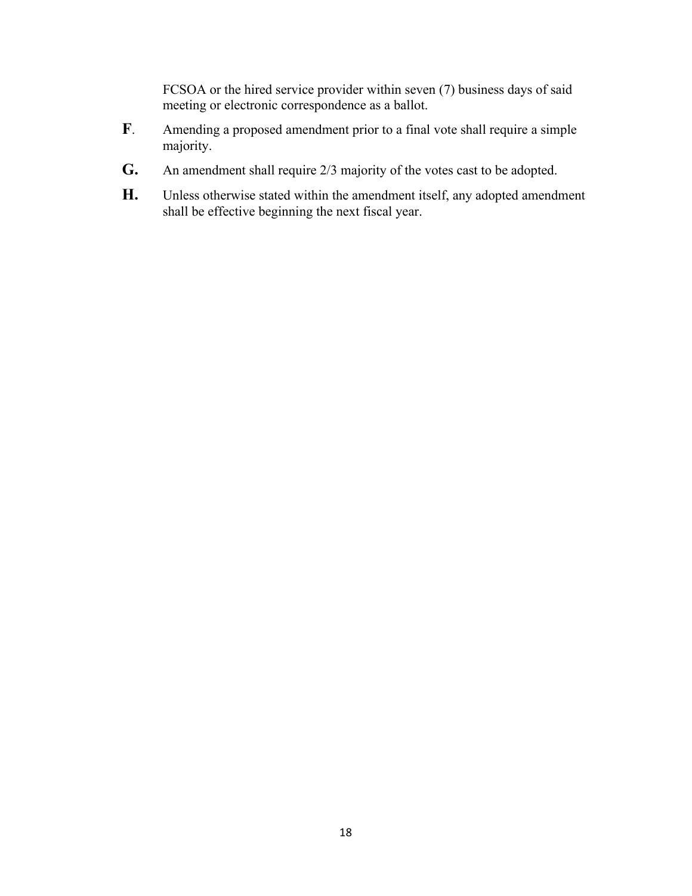FCSOA or the hired service provider within seven (7) business days of said meeting or electronic correspondence as a ballot.

**F**. Amending a proposed amendment prior to a final vote shall require a simple majority.

**G.** An amendment shall require 2/3 majority of the votes cast to be adopted.

**H.** Unless otherwise stated within the amendment itself, any adopted amendment shall be effective beginning the next fiscal year.